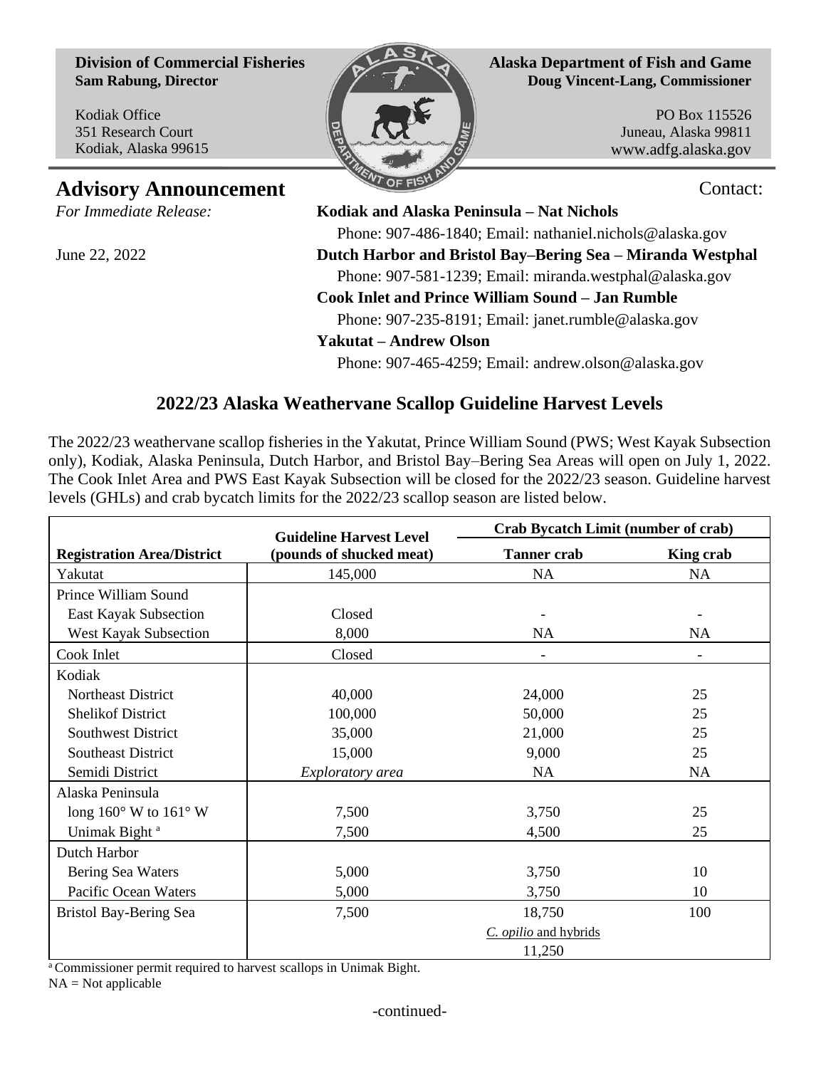**Division of Commercial Fisheries**
**Sam Rabung, Director**

Kodiak Office
351 Research Court
Kodiak, Alaska 99615

**Alaska Department of Fish and Game**
**Doug Vincent-Lang, Commissioner**

PO Box 115526
Juneau, Alaska 99811
www.adfg.alaska.gov

# Advisory Announcement

*For Immediate Release:*

June 22, 2022

Contact:

**Kodiak and Alaska Peninsula – Nat Nichols**
Phone: 907-486-1840; Email: nathaniel.nichols@alaska.gov

**Dutch Harbor and Bristol Bay–Bering Sea – Miranda Westphal**
Phone: 907-581-1239; Email: miranda.westphal@alaska.gov

**Cook Inlet and Prince William Sound – Jan Rumble**
Phone: 907-235-8191; Email: janet.rumble@alaska.gov

**Yakutat – Andrew Olson**
Phone: 907-465-4259; Email: andrew.olson@alaska.gov

## 2022/23 Alaska Weathervane Scallop Guideline Harvest Levels

The 2022/23 weathervane scallop fisheries in the Yakutat, Prince William Sound (PWS; West Kayak Subsection only), Kodiak, Alaska Peninsula, Dutch Harbor, and Bristol Bay–Bering Sea Areas will open on July 1, 2022. The Cook Inlet Area and PWS East Kayak Subsection will be closed for the 2022/23 season. Guideline harvest levels (GHLs) and crab bycatch limits for the 2022/23 scallop season are listed below.

| Registration Area/District | Guideline Harvest Level (pounds of shucked meat) | Crab Bycatch Limit (number of crab) | |
|---|---|---|---|
| | | Tanner crab | King crab |
| Yakutat | 145,000 | NA | NA |
| Prince William Sound | | | |
| East Kayak Subsection | Closed | - | - |
| West Kayak Subsection | 8,000 | NA | NA |
| Cook Inlet | Closed | - | - |
| Kodiak | | | |
| Northeast District | 40,000 | 24,000 | 25 |
| Shelikof District | 100,000 | 50,000 | 25 |
| Southwest District | 35,000 | 21,000 | 25 |
| Southeast District | 15,000 | 9,000 | 25 |
| Semidi District | *Exploratory area* | NA | NA |
| Alaska Peninsula | | | |
| long 160° W to 161° W | 7,500 | 3,750 | 25 |
| Unimak Bight [a] | 7,500 | 4,500 | 25 |
| Dutch Harbor | | | |
| Bering Sea Waters | 5,000 | 3,750 | 10 |
| Pacific Ocean Waters | 5,000 | 3,750 | 10 |
| Bristol Bay-Bering Sea | 7,500 | 18,750 | 100 |
| | | *C. opilio* and hybrids | |
| | | 11,250 | |

[a] Commissioner permit required to harvest scallops in Unimak Bight.
NA = Not applicable

-continued-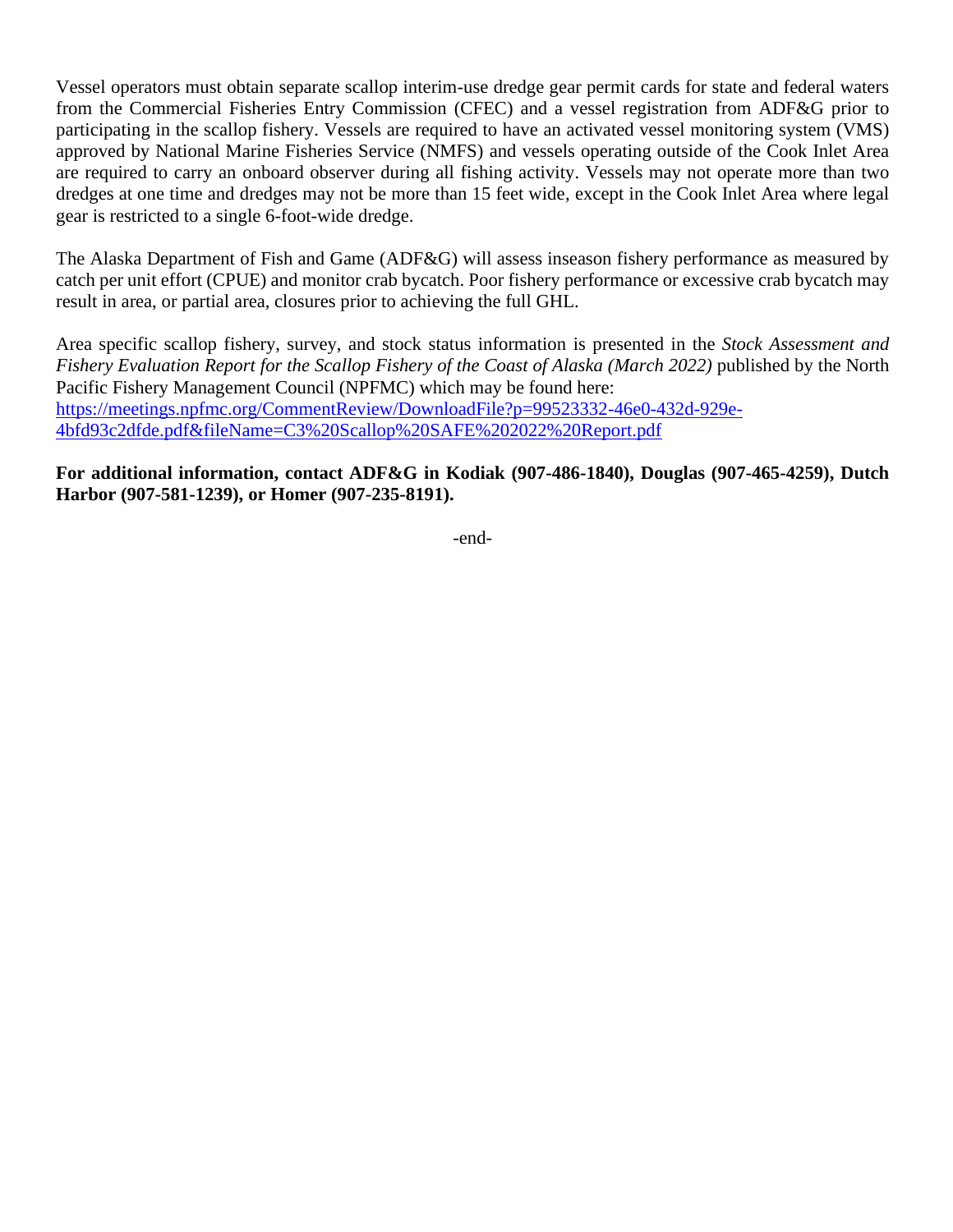Vessel operators must obtain separate scallop interim-use dredge gear permit cards for state and federal waters from the Commercial Fisheries Entry Commission (CFEC) and a vessel registration from ADF&G prior to participating in the scallop fishery. Vessels are required to have an activated vessel monitoring system (VMS) approved by National Marine Fisheries Service (NMFS) and vessels operating outside of the Cook Inlet Area are required to carry an onboard observer during all fishing activity. Vessels may not operate more than two dredges at one time and dredges may not be more than 15 feet wide, except in the Cook Inlet Area where legal gear is restricted to a single 6-foot-wide dredge.

The Alaska Department of Fish and Game (ADF&G) will assess inseason fishery performance as measured by catch per unit effort (CPUE) and monitor crab bycatch. Poor fishery performance or excessive crab bycatch may result in area, or partial area, closures prior to achieving the full GHL.

Area specific scallop fishery, survey, and stock status information is presented in the *Stock Assessment and Fishery Evaluation Report for the Scallop Fishery of the Coast of Alaska (March 2022)* published by the North Pacific Fishery Management Council (NPFMC) which may be found here:
[https://meetings.npfmc.org/CommentReview/DownloadFile?p=99523332-46e0-432d-929e-4bfd93c2dfde.pdf&fileName=C3%20Scallop%20SAFE%202022%20Report.pdf](https://meetings.npfmc.org/CommentReview/DownloadFile?p=99523332-46e0-432d-929e-4bfd93c2dfde.pdf&fileName=C3%20Scallop%20SAFE%202022%20Report.pdf)

**For additional information, contact ADF&G in Kodiak (907-486-1840), Douglas (907-465-4259), Dutch Harbor (907-581-1239), or Homer (907-235-8191).**

-end-